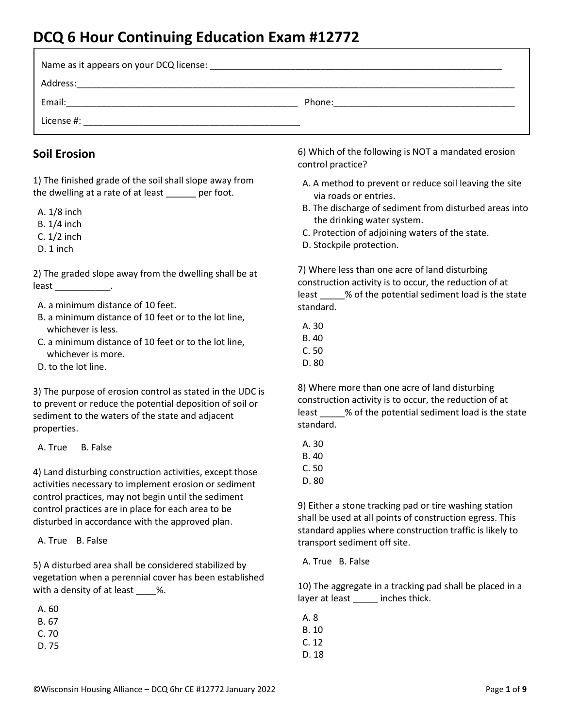# DCQ 6 Hour Continuing Education Exam #12772

Name as it appears on your DCQ license: ____________________________________________________________

Address:_______________________________________________________________________________________

Email:_______________________________________________ Phone:____________________________________

License #: ____________________________________________

## Soil Erosion

1) The finished grade of the soil shall slope away from the dwelling at a rate of at least ______ per foot.

A. 1/8 inch
B. 1/4 inch
C. 1/2 inch
D. 1 inch

2) The graded slope away from the dwelling shall be at least ___________.

A. a minimum distance of 10 feet.
B. a minimum distance of 10 feet or to the lot line, whichever is less.
C. a minimum distance of 10 feet or to the lot line, whichever is more.
D. to the lot line.

3) The purpose of erosion control as stated in the UDC is to prevent or reduce the potential deposition of soil or sediment to the waters of the state and adjacent properties.

A. True B. False

4) Land disturbing construction activities, except those activities necessary to implement erosion or sediment control practices, may not begin until the sediment control practices are in place for each area to be disturbed in accordance with the approved plan.

A. True B. False

5) A disturbed area shall be considered stabilized by vegetation when a perennial cover has been established with a density of at least ____%.

A. 60
B. 67
C. 70
D. 75

6) Which of the following is NOT a mandated erosion control practice?

A. A method to prevent or reduce soil leaving the site via roads or entries.
B. The discharge of sediment from disturbed areas into the drinking water system.
C. Protection of adjoining waters of the state.
D. Stockpile protection.

7) Where less than one acre of land disturbing construction activity is to occur, the reduction of at least _____% of the potential sediment load is the state standard.

A. 30
B. 40
C. 50
D. 80

8) Where more than one acre of land disturbing construction activity is to occur, the reduction of at least _____% of the potential sediment load is the state standard.

A. 30
B. 40
C. 50
D. 80

9) Either a stone tracking pad or tire washing station shall be used at all points of construction egress. This standard applies where construction traffic is likely to transport sediment off site.

A. True B. False

10) The aggregate in a tracking pad shall be placed in a layer at least _____ inches thick.

A. 8
B. 10
C. 12
D. 18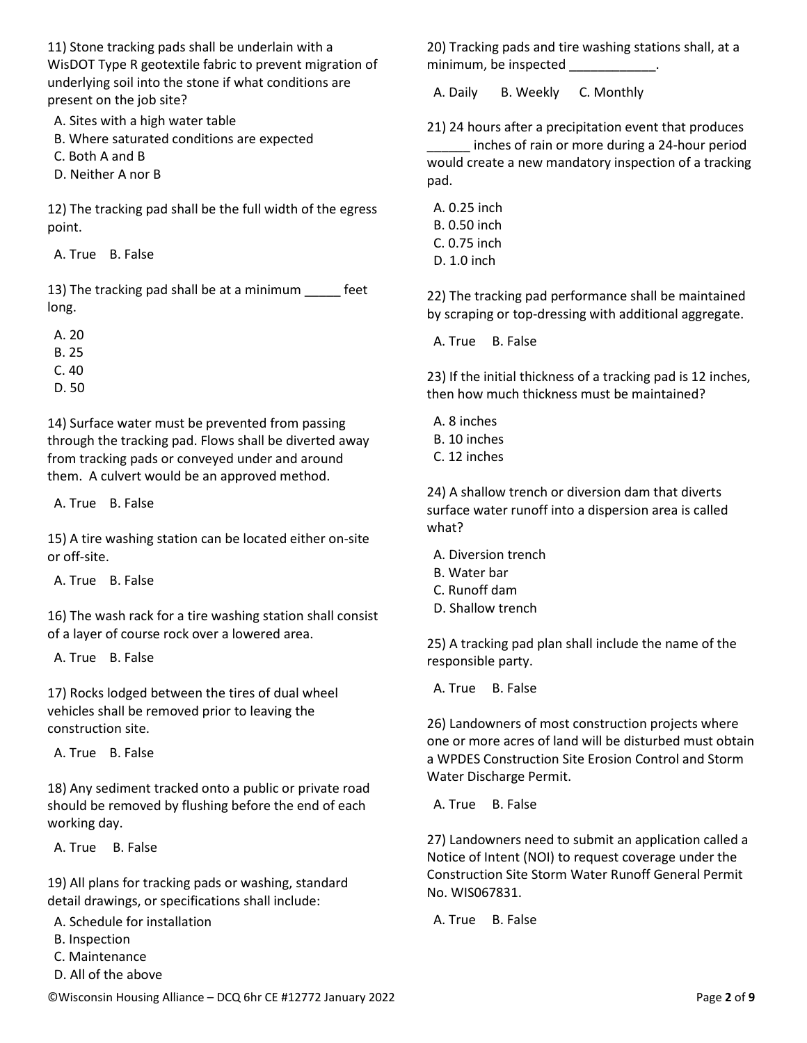11) Stone tracking pads shall be underlain with a WisDOT Type R geotextile fabric to prevent migration of underlying soil into the stone if what conditions are present on the job site?

A. Sites with a high water table
B. Where saturated conditions are expected
C. Both A and B
D. Neither A nor B

12) The tracking pad shall be the full width of the egress point.

A. True B. False

13) The tracking pad shall be at a minimum _____ feet long.

A. 20
B. 25
C. 40
D. 50

14) Surface water must be prevented from passing through the tracking pad. Flows shall be diverted away from tracking pads or conveyed under and around them. A culvert would be an approved method.

A. True B. False

15) A tire washing station can be located either on-site or off-site.

A. True B. False

16) The wash rack for a tire washing station shall consist of a layer of course rock over a lowered area.

A. True B. False

17) Rocks lodged between the tires of dual wheel vehicles shall be removed prior to leaving the construction site.

A. True B. False

18) Any sediment tracked onto a public or private road should be removed by flushing before the end of each working day.

A. True B. False

19) All plans for tracking pads or washing, standard detail drawings, or specifications shall include:

A. Schedule for installation
B. Inspection
C. Maintenance
D. All of the above

20) Tracking pads and tire washing stations shall, at a minimum, be inspected ____________.

A. Daily B. Weekly C. Monthly

21) 24 hours after a precipitation event that produces ______ inches of rain or more during a 24-hour period would create a new mandatory inspection of a tracking pad.

A. 0.25 inch
B. 0.50 inch
C. 0.75 inch
D. 1.0 inch

22) The tracking pad performance shall be maintained by scraping or top-dressing with additional aggregate.

A. True B. False

23) If the initial thickness of a tracking pad is 12 inches, then how much thickness must be maintained?

A. 8 inches
B. 10 inches
C. 12 inches

24) A shallow trench or diversion dam that diverts surface water runoff into a dispersion area is called what?

A. Diversion trench
B. Water bar
C. Runoff dam
D. Shallow trench

25) A tracking pad plan shall include the name of the responsible party.

A. True B. False

26) Landowners of most construction projects where one or more acres of land will be disturbed must obtain a WPDES Construction Site Erosion Control and Storm Water Discharge Permit.

A. True B. False

27) Landowners need to submit an application called a Notice of Intent (NOI) to request coverage under the Construction Site Storm Water Runoff General Permit No. WIS067831.

A. True B. False

©Wisconsin Housing Alliance – DCQ 6hr CE #12772 January 2022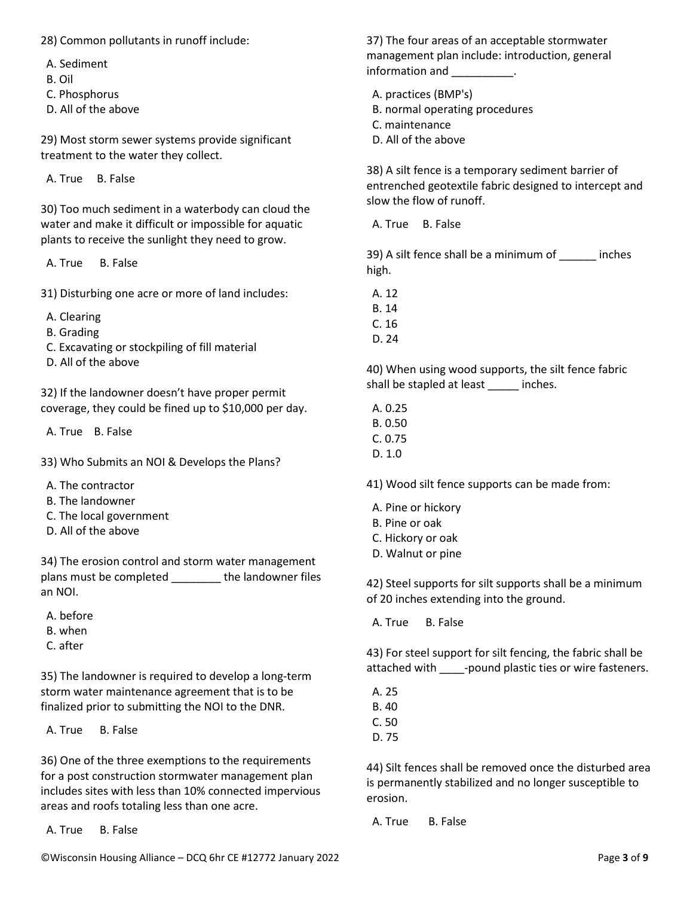28) Common pollutants in runoff include:

A. Sediment
B. Oil
C. Phosphorus
D. All of the above

29) Most storm sewer systems provide significant treatment to the water they collect.

A. True B. False

30) Too much sediment in a waterbody can cloud the water and make it difficult or impossible for aquatic plants to receive the sunlight they need to grow.

A. True B. False

31) Disturbing one acre or more of land includes:

A. Clearing
B. Grading
C. Excavating or stockpiling of fill material
D. All of the above

32) If the landowner doesn't have proper permit coverage, they could be fined up to $10,000 per day.

A. True B. False

33) Who Submits an NOI & Develops the Plans?

A. The contractor
B. The landowner
C. The local government
D. All of the above

34) The erosion control and storm water management plans must be completed ________ the landowner files an NOI.

A. before
B. when
C. after

35) The landowner is required to develop a long-term storm water maintenance agreement that is to be finalized prior to submitting the NOI to the DNR.

A. True B. False

36) One of the three exemptions to the requirements for a post construction stormwater management plan includes sites with less than 10% connected impervious areas and roofs totaling less than one acre.

A. True B. False

37) The four areas of an acceptable stormwater management plan include: introduction, general information and __________.

A. practices (BMP's)
B. normal operating procedures
C. maintenance
D. All of the above

38) A silt fence is a temporary sediment barrier of entrenched geotextile fabric designed to intercept and slow the flow of runoff.

A. True B. False

39) A silt fence shall be a minimum of ______ inches high.

A. 12
B. 14
C. 16
D. 24

40) When using wood supports, the silt fence fabric shall be stapled at least _____ inches.

A. 0.25
B. 0.50
C. 0.75
D. 1.0

41) Wood silt fence supports can be made from:

A. Pine or hickory
B. Pine or oak
C. Hickory or oak
D. Walnut or pine

42) Steel supports for silt supports shall be a minimum of 20 inches extending into the ground.

A. True B. False

43) For steel support for silt fencing, the fabric shall be attached with ____-pound plastic ties or wire fasteners.

A. 25
B. 40
C. 50
D. 75

44) Silt fences shall be removed once the disturbed area is permanently stabilized and no longer susceptible to erosion.

A. True B. False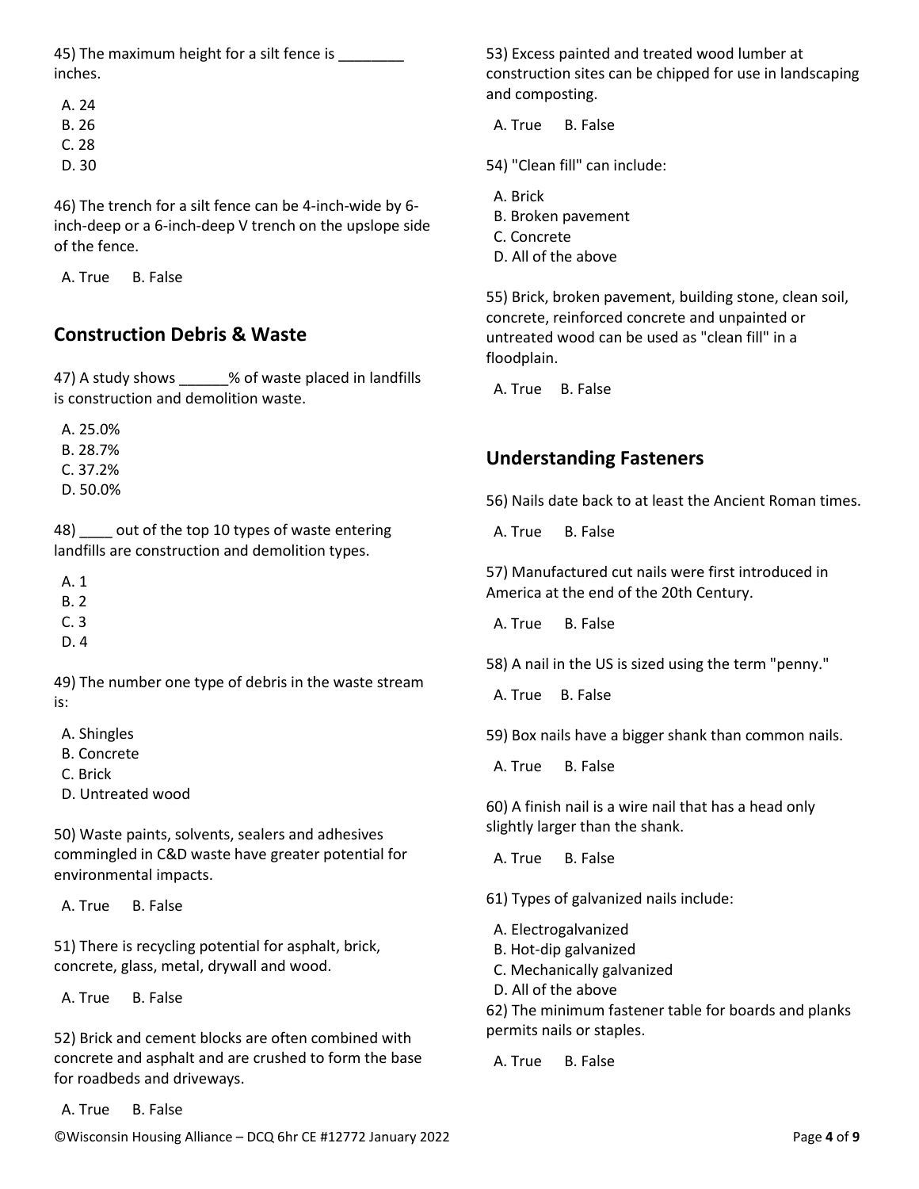45) The maximum height for a silt fence is ________ inches.

A. 24
B. 26
C. 28
D. 30

46) The trench for a silt fence can be 4-inch-wide by 6-inch-deep or a 6-inch-deep V trench on the upslope side of the fence.

A. True B. False

## Construction Debris & Waste

47) A study shows ______% of waste placed in landfills is construction and demolition waste.

A. 25.0%
B. 28.7%
C. 37.2%
D. 50.0%

48) ____ out of the top 10 types of waste entering landfills are construction and demolition types.

A. 1
B. 2
C. 3
D. 4

49) The number one type of debris in the waste stream is:

A. Shingles
B. Concrete
C. Brick
D. Untreated wood

50) Waste paints, solvents, sealers and adhesives commingled in C&D waste have greater potential for environmental impacts.

A. True B. False

51) There is recycling potential for asphalt, brick, concrete, glass, metal, drywall and wood.

A. True B. False

52) Brick and cement blocks are often combined with concrete and asphalt and are crushed to form the base for roadbeds and driveways.

A. True B. False

53) Excess painted and treated wood lumber at construction sites can be chipped for use in landscaping and composting.

A. True B. False

54) "Clean fill" can include:

A. Brick
B. Broken pavement
C. Concrete
D. All of the above

55) Brick, broken pavement, building stone, clean soil, concrete, reinforced concrete and unpainted or untreated wood can be used as "clean fill" in a floodplain.

A. True B. False

## Understanding Fasteners

56) Nails date back to at least the Ancient Roman times.

A. True B. False

57) Manufactured cut nails were first introduced in America at the end of the 20th Century.

A. True B. False

58) A nail in the US is sized using the term "penny."

A. True B. False

59) Box nails have a bigger shank than common nails.

A. True B. False

60) A finish nail is a wire nail that has a head only slightly larger than the shank.

A. True B. False

61) Types of galvanized nails include:

A. Electrogalvanized
B. Hot-dip galvanized
C. Mechanically galvanized
D. All of the above

62) The minimum fastener table for boards and planks permits nails or staples.

A. True B. False

©Wisconsin Housing Alliance – DCQ 6hr CE #12772 January 2022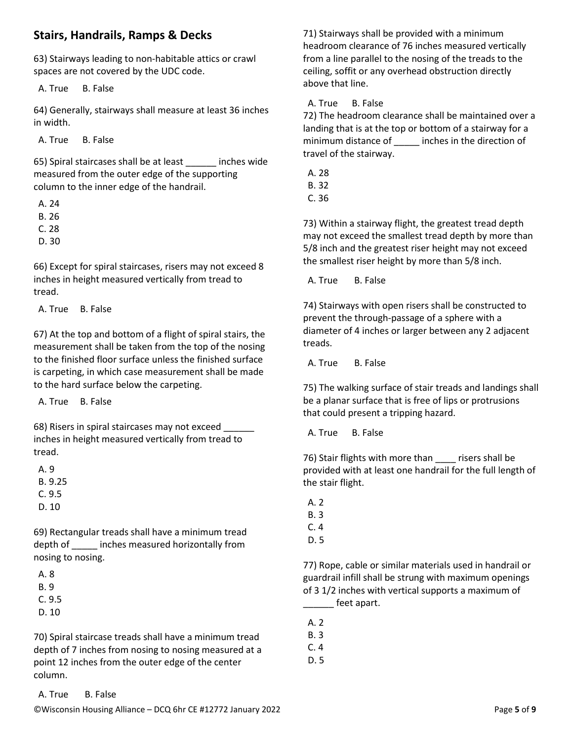## Stairs, Handrails, Ramps & Decks

63) Stairways leading to non-habitable attics or crawl spaces are not covered by the UDC code.

A. True B. False

64) Generally, stairways shall measure at least 36 inches in width.

A. True B. False

65) Spiral staircases shall be at least ______ inches wide measured from the outer edge of the supporting column to the inner edge of the handrail.

A. 24
B. 26
C. 28
D. 30

66) Except for spiral staircases, risers may not exceed 8 inches in height measured vertically from tread to tread.

A. True B. False

67) At the top and bottom of a flight of spiral stairs, the measurement shall be taken from the top of the nosing to the finished floor surface unless the finished surface is carpeting, in which case measurement shall be made to the hard surface below the carpeting.

A. True B. False

68) Risers in spiral staircases may not exceed ______ inches in height measured vertically from tread to tread.

A. 9
B. 9.25
C. 9.5
D. 10

69) Rectangular treads shall have a minimum tread depth of _____ inches measured horizontally from nosing to nosing.

A. 8
B. 9
C. 9.5
D. 10

70) Spiral staircase treads shall have a minimum tread depth of 7 inches from nosing to nosing measured at a point 12 inches from the outer edge of the center column.

A. True B. False

71) Stairways shall be provided with a minimum headroom clearance of 76 inches measured vertically from a line parallel to the nosing of the treads to the ceiling, soffit or any overhead obstruction directly above that line.

A. True B. False

72) The headroom clearance shall be maintained over a landing that is at the top or bottom of a stairway for a minimum distance of _____ inches in the direction of travel of the stairway.

A. 28
B. 32
C. 36

73) Within a stairway flight, the greatest tread depth may not exceed the smallest tread depth by more than 5/8 inch and the greatest riser height may not exceed the smallest riser height by more than 5/8 inch.

A. True B. False

74) Stairways with open risers shall be constructed to prevent the through-passage of a sphere with a diameter of 4 inches or larger between any 2 adjacent treads.

A. True B. False

75) The walking surface of stair treads and landings shall be a planar surface that is free of lips or protrusions that could present a tripping hazard.

A. True B. False

76) Stair flights with more than ____ risers shall be provided with at least one handrail for the full length of the stair flight.

A. 2
B. 3
C. 4
D. 5

77) Rope, cable or similar materials used in handrail or guardrail infill shall be strung with maximum openings of 3 1/2 inches with vertical supports a maximum of ______ feet apart.

A. 2
B. 3
C. 4
D. 5

©Wisconsin Housing Alliance – DCQ 6hr CE #12772 January 2022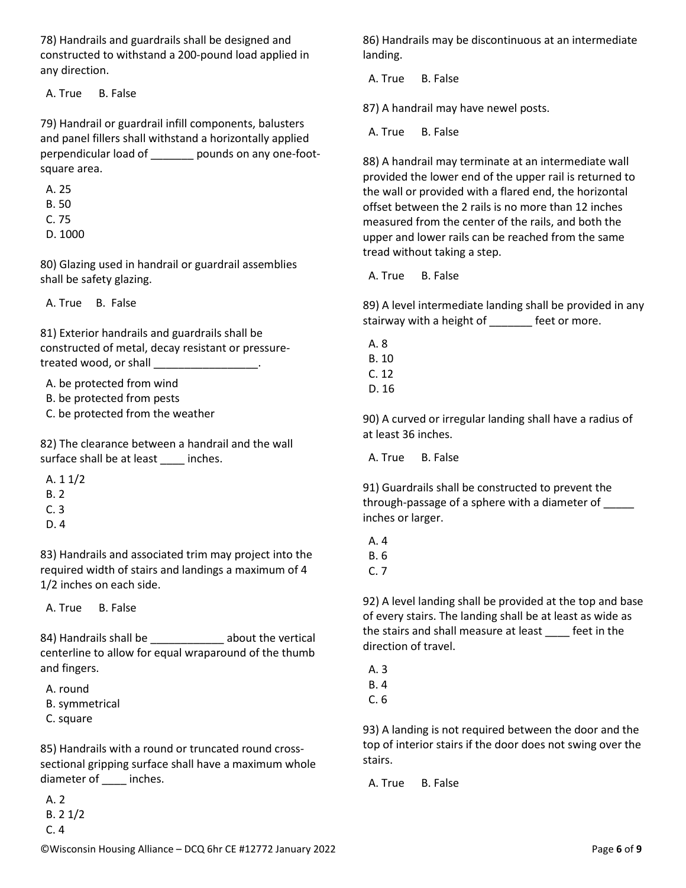78) Handrails and guardrails shall be designed and constructed to withstand a 200-pound load applied in any direction.

A. True   B. False

79) Handrail or guardrail infill components, balusters and panel fillers shall withstand a horizontally applied perpendicular load of _______ pounds on any one-foot-square area.

A. 25
B. 50
C. 75
D. 1000

80) Glazing used in handrail or guardrail assemblies shall be safety glazing.

A. True   B. False

81) Exterior handrails and guardrails shall be constructed of metal, decay resistant or pressure-treated wood, or shall _________________.

A. be protected from wind
B. be protected from pests
C. be protected from the weather

82) The clearance between a handrail and the wall surface shall be at least ____ inches.

A. 1 1/2
B. 2
C. 3
D. 4

83) Handrails and associated trim may project into the required width of stairs and landings a maximum of 4 1/2 inches on each side.

A. True   B. False

84) Handrails shall be ____________ about the vertical centerline to allow for equal wraparound of the thumb and fingers.

A. round
B. symmetrical
C. square

85) Handrails with a round or truncated round cross-sectional gripping surface shall have a maximum whole diameter of ____ inches.

A. 2
B. 2 1/2
C. 4

86) Handrails may be discontinuous at an intermediate landing.

A. True   B. False

87) A handrail may have newel posts.

A. True   B. False

88) A handrail may terminate at an intermediate wall provided the lower end of the upper rail is returned to the wall or provided with a flared end, the horizontal offset between the 2 rails is no more than 12 inches measured from the center of the rails, and both the upper and lower rails can be reached from the same tread without taking a step.

A. True   B. False

89) A level intermediate landing shall be provided in any stairway with a height of _______ feet or more.

A. 8
B. 10
C. 12
D. 16

90) A curved or irregular landing shall have a radius of at least 36 inches.

A. True   B. False

91) Guardrails shall be constructed to prevent the through-passage of a sphere with a diameter of _____ inches or larger.

A. 4
B. 6
C. 7

92) A level landing shall be provided at the top and base of every stairs. The landing shall be at least as wide as the stairs and shall measure at least ____ feet in the direction of travel.

A. 3
B. 4
C. 6

93) A landing is not required between the door and the top of interior stairs if the door does not swing over the stairs.

A. True   B. False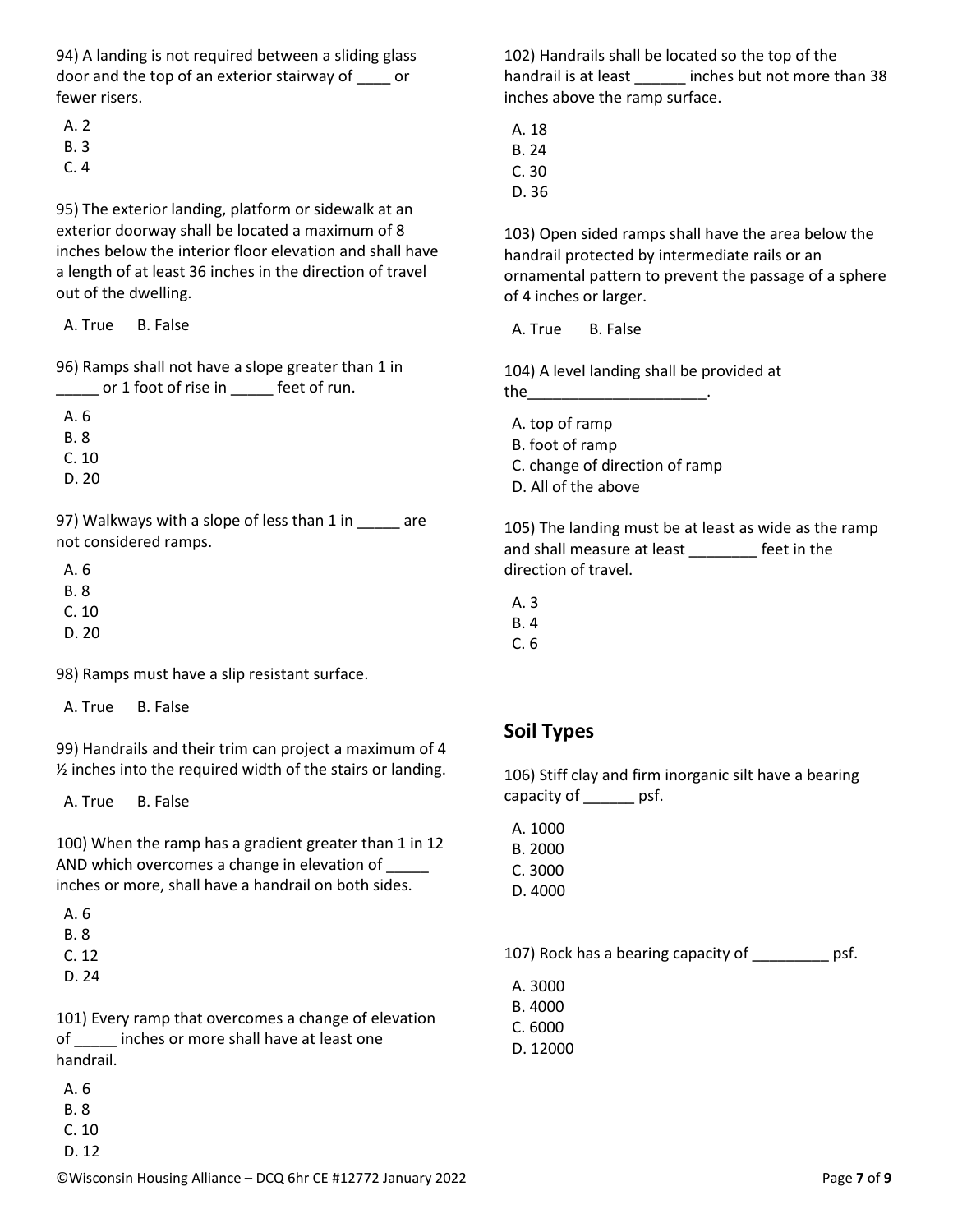94) A landing is not required between a sliding glass door and the top of an exterior stairway of ____ or fewer risers.

A. 2
B. 3
C. 4

95) The exterior landing, platform or sidewalk at an exterior doorway shall be located a maximum of 8 inches below the interior floor elevation and shall have a length of at least 36 inches in the direction of travel out of the dwelling.

A. True B. False

96) Ramps shall not have a slope greater than 1 in _____ or 1 foot of rise in _____ feet of run.

A. 6
B. 8
C. 10
D. 20

97) Walkways with a slope of less than 1 in _____ are not considered ramps.

A. 6
B. 8
C. 10
D. 20

98) Ramps must have a slip resistant surface.

A. True B. False

99) Handrails and their trim can project a maximum of 4 ½ inches into the required width of the stairs or landing.

A. True B. False

100) When the ramp has a gradient greater than 1 in 12 AND which overcomes a change in elevation of _____ inches or more, shall have a handrail on both sides.

A. 6
B. 8
C. 12
D. 24

101) Every ramp that overcomes a change of elevation of _____ inches or more shall have at least one handrail.

A. 6
B. 8
C. 10
D. 12

102) Handrails shall be located so the top of the handrail is at least ______ inches but not more than 38 inches above the ramp surface.

A. 18
B. 24
C. 30
D. 36

103) Open sided ramps shall have the area below the handrail protected by intermediate rails or an ornamental pattern to prevent the passage of a sphere of 4 inches or larger.

A. True B. False

104) A level landing shall be provided at the_____________________.

A. top of ramp
B. foot of ramp
C. change of direction of ramp
D. All of the above

105) The landing must be at least as wide as the ramp and shall measure at least ________ feet in the direction of travel.

A. 3
B. 4
C. 6

## Soil Types

106) Stiff clay and firm inorganic silt have a bearing capacity of ______ psf.

A. 1000
B. 2000
C. 3000
D. 4000

107) Rock has a bearing capacity of _________ psf.

A. 3000
B. 4000
C. 6000
D. 12000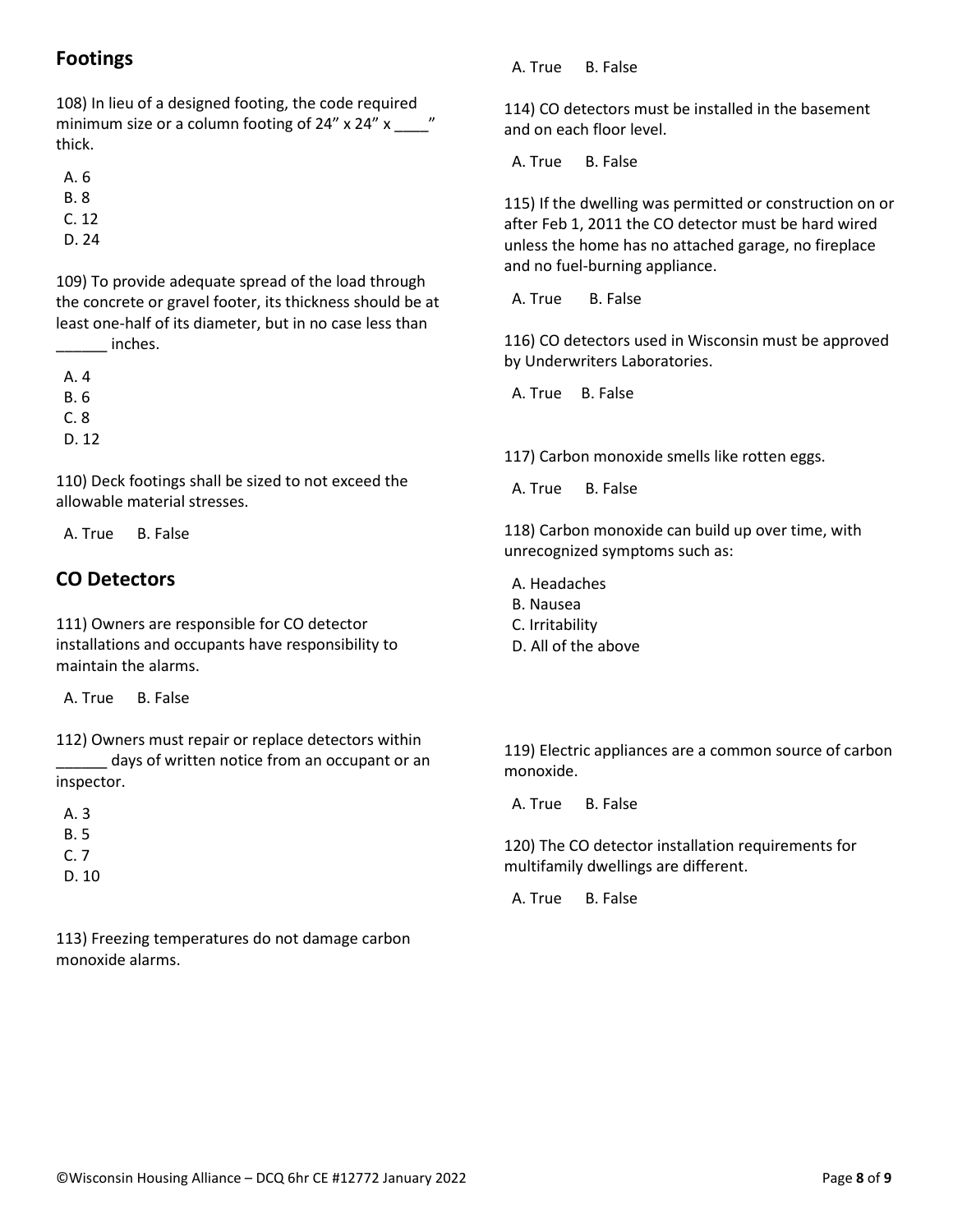## Footings

108) In lieu of a designed footing, the code required minimum size or a column footing of 24" x 24" x ____" thick.

A. 6
B. 8
C. 12
D. 24

109) To provide adequate spread of the load through the concrete or gravel footer, its thickness should be at least one-half of its diameter, but in no case less than ______ inches.

A. 4
B. 6
C. 8
D. 12

110) Deck footings shall be sized to not exceed the allowable material stresses.

A. True    B. False

## CO Detectors

111) Owners are responsible for CO detector installations and occupants have responsibility to maintain the alarms.

A. True    B. False

112) Owners must repair or replace detectors within ______ days of written notice from an occupant or an inspector.

A. 3
B. 5
C. 7
D. 10

113) Freezing temperatures do not damage carbon monoxide alarms.

A. True    B. False

114) CO detectors must be installed in the basement and on each floor level.

A. True    B. False

115) If the dwelling was permitted or construction on or after Feb 1, 2011 the CO detector must be hard wired unless the home has no attached garage, no fireplace and no fuel-burning appliance.

A. True    B. False

116) CO detectors used in Wisconsin must be approved by Underwriters Laboratories.

A. True    B. False

117) Carbon monoxide smells like rotten eggs.

A. True    B. False

118) Carbon monoxide can build up over time, with unrecognized symptoms such as:

A. Headaches
B. Nausea
C. Irritability
D. All of the above

119) Electric appliances are a common source of carbon monoxide.

A. True    B. False

120) The CO detector installation requirements for multifamily dwellings are different.

A. True    B. False

©Wisconsin Housing Alliance – DCQ 6hr CE #12772 January 2022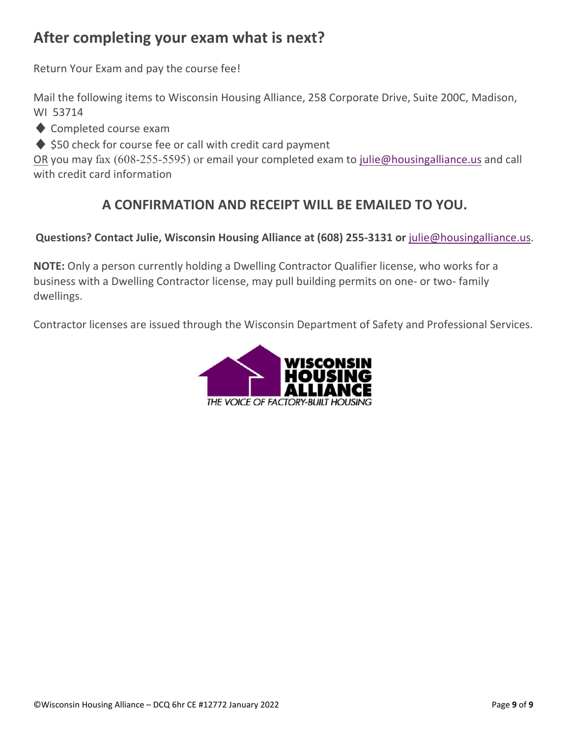## After completing your exam what is next?

Return Your Exam and pay the course fee!

Mail the following items to Wisconsin Housing Alliance, 258 Corporate Drive, Suite 200C, Madison, WI 53714

- Completed course exam
- $50 check for course fee or call with credit card payment

OR you may fax (608-255-5595) or email your completed exam to julie@housingalliance.us and call with credit card information

### A CONFIRMATION AND RECEIPT WILL BE EMAILED TO YOU.

**Questions? Contact Julie, Wisconsin Housing Alliance at (608) 255-3131 or** julie@housingalliance.us.

**NOTE:** Only a person currently holding a Dwelling Contractor Qualifier license, who works for a business with a Dwelling Contractor license, may pull building permits on one- or two- family dwellings.

Contractor licenses are issued through the Wisconsin Department of Safety and Professional Services.

WISCONSIN HOUSING ALLIANCE

*THE VOICE OF FACTORY-BUILT HOUSING*